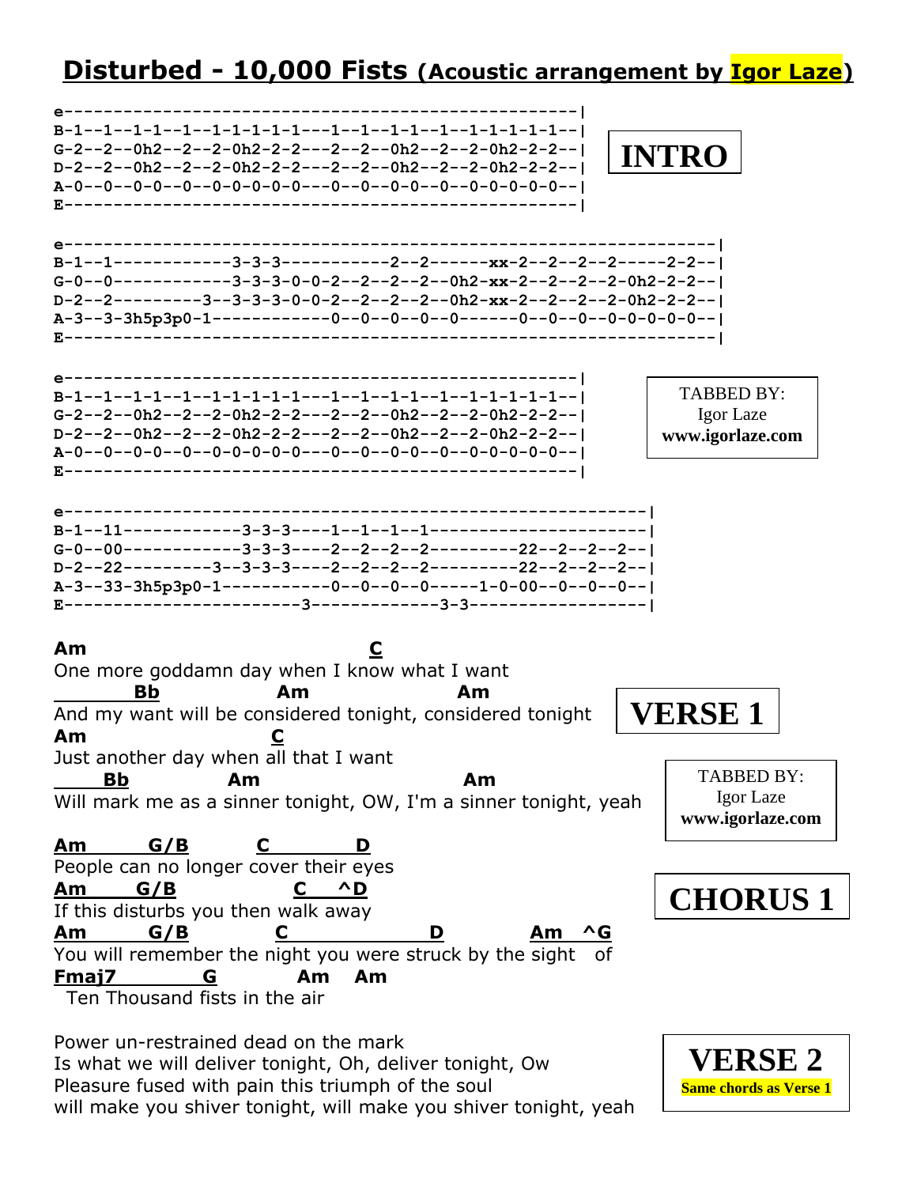# Disturbed - 10,000 Fists (Acoustic arrangement by Igor Laze)

**INTRO**

```
e---------------------------------------------------|
B-1--1--1-1--1--1-1-1-1-1---1--1--1-1--1--1-1-1-1-1--|
G-2--2--0h2--2--2-0h2-2-2---2--2--0h2--2--2-0h2-2-2--|
D-2--2--0h2--2--2-0h2-2-2---2--2--0h2--2--2-0h2-2-2--|
A-0--0--0-0--0--0-0-0-0-0---0--0--0-0--0--0-0-0-0-0--|
E---------------------------------------------------|

e----------------------------------------------------------------|
B-1--1------------3-3-3-----------2--2------xx-2--2--2--2-----2-2--|
G-0--0------------3-3-3-0-0-2--2--2--2--0h2-xx-2--2--2--2-0h2-2-2--|
D-2--2---------3--3-3-3-0-0-2--2--2--2--0h2-xx-2--2--2--2-0h2-2-2--|
A-3--3-3h5p3p0-1------------0--0--0--0--0------0--0--0--0-0-0-0-0--|
E----------------------------------------------------------------|

e---------------------------------------------------|
B-1--1--1-1--1--1-1-1-1-1---1--1--1-1--1--1-1-1-1-1--|
G-2--2--0h2--2--2-0h2-2-2---2--2--0h2--2--2-0h2-2-2--|
D-2--2--0h2--2--2-0h2-2-2---2--2--0h2--2--2-0h2-2-2--|
A-0--0--0-0--0--0-0-0-0-0---0--0--0-0--0--0-0-0-0-0--|
E---------------------------------------------------|

e-----------------------------------------------------------|
B-1--11------------3-3-3----1--1--1--1----------------------|
G-0--00------------3-3-3----2--2--2--2---------22--2--2--2--|
D-2--22---------3--3-3-3----2--2--2--2---------22--2--2--2--|
A-3--33-3h5p3p0-1-----------0--0--0--0-----1-0-00--0--0--0--|
E-----------------------3-------------3-3------------------|
```

TABBED BY:
Igor Laze
**www.igorlaze.com**

**VERSE 1**

```
Am                               C
One more goddamn day when I know what I want
        Bb             Am                 Am
And my want will be considered tonight, considered tonight
Am                  C
Just another day when all that I want
     Bb          Am                        Am
Will mark me as a sinner tonight, OW, I'm a sinner tonight, yeah
```

TABBED BY:
Igor Laze
**www.igorlaze.com**

**CHORUS 1**

```
Am       G/B       C         D
People can no longer cover their eyes
Am      G/B             C    ^D
If this disturbs you then walk away
Am       G/B        C                D          Am   ^G
You will remember the night you were struck by the sight   of
Fmaj7           G         Am    Am
  Ten Thousand fists in the air
```

**VERSE 2**
Same chords as Verse 1

Power un-restrained dead on the mark
Is what we will deliver tonight, Oh, deliver tonight, Ow
Pleasure fused with pain this triumph of the soul
will make you shiver tonight, will make you shiver tonight, yeah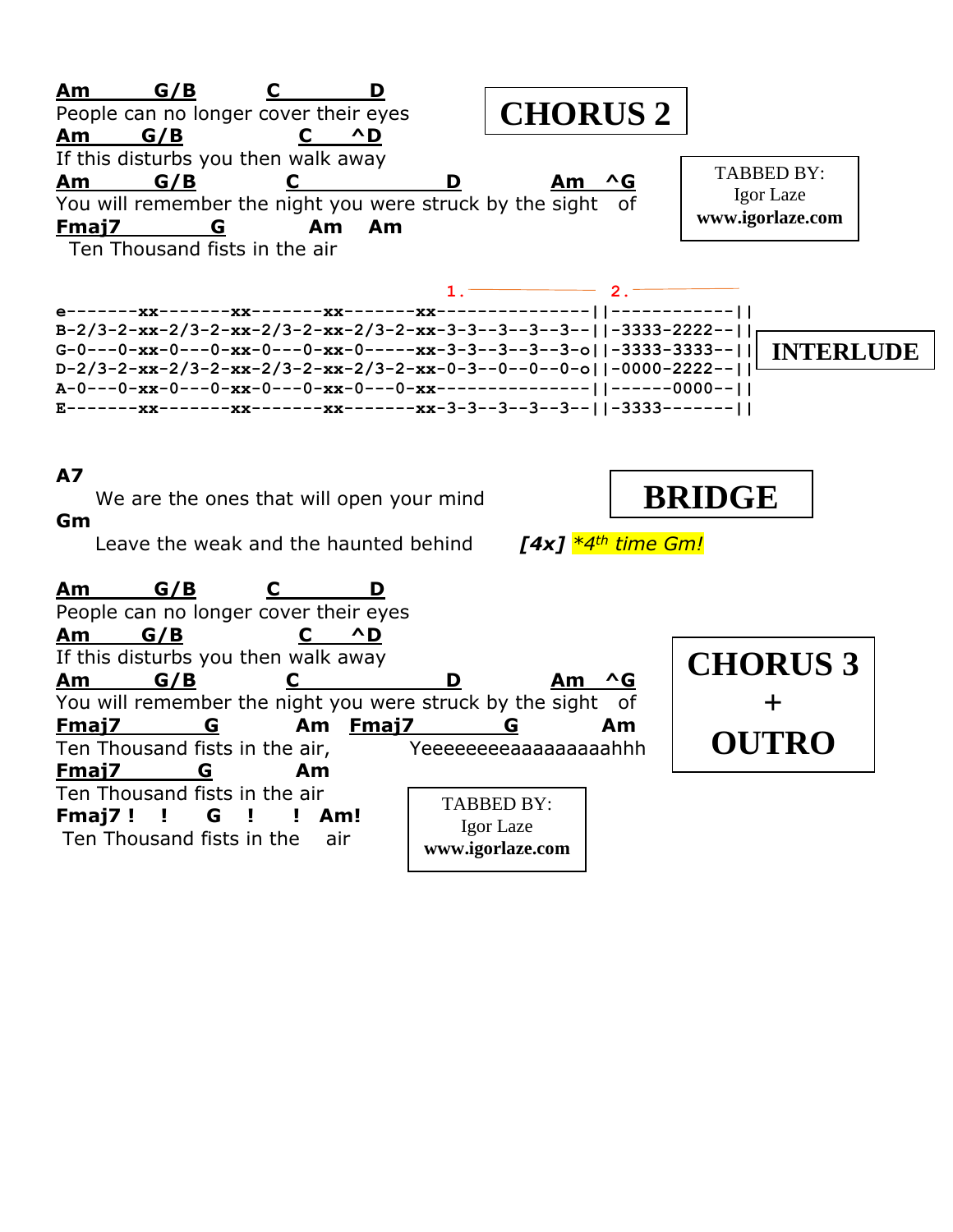## CHORUS 2

```
Am       G/B        C        D
People can no longer cover their eyes
Am     G/B             C    ^D
If this disturbs you then walk away
Am       G/B         C               D          Am  ^G
You will remember the night you were struck by the sight   of
Fmaj7          G          Am    Am
  Ten Thousand fists in the air
```

TABBED BY:
Igor Laze
**www.igorlaze.com**

## INTERLUDE

```
                                              1.            2.
e-------xx-------xx-------xx-------xx---------------||------------||
B-2/3-2-xx-2/3-2-xx-2/3-2-xx-2/3-2-xx-3-3--3--3--3--||-3333-2222--||
G-0---0-xx-0---0-xx-0---0-xx-0-----xx-3-3--3--3--3-o||-3333-3333--||
D-2/3-2-xx-2/3-2-xx-2/3-2-xx-2/3-2-xx-0-3--0--0--0-o||-0000-2222--||
A-0---0-xx-0---0-xx-0---0-xx-0---0-xx---------------||------0000--||
E-------xx-------xx-------xx-------xx-3-3--3--3--3--||-3333-------||
```

## BRIDGE

```
A7
    We are the ones that will open your mind
Gm
    Leave the weak and the haunted behind
```

*[4x] *4th time Gm!*

## CHORUS 3 + OUTRO

```
Am       G/B        C        D
People can no longer cover their eyes
Am     G/B             C    ^D
If this disturbs you then walk away
Am       G/B         C               D          Am  ^G
You will remember the night you were struck by the sight   of
Fmaj7          G          Am  Fmaj7          G          Am
Ten Thousand fists in the air,       Yeeeeeeeeaaaaaaaaahhh
Fmaj7         G          Am
Ten Thousand fists in the air
Fmaj7 !   !    G   !    !  Am!
 Ten Thousand fists in the    air
```

TABBED BY:
Igor Laze
**www.igorlaze.com**